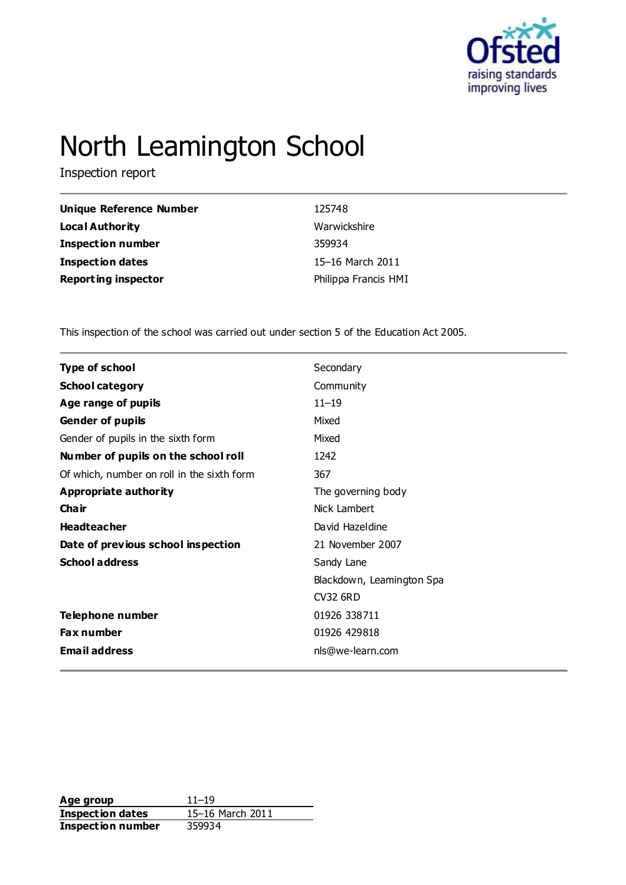# North Leamington School

Inspection report

| | |
|---|---|
| **Unique Reference Number** | 125748 |
| **Local Authority** | Warwickshire |
| **Inspection number** | 359934 |
| **Inspection dates** | 15–16 March 2011 |
| **Reporting inspector** | Philippa Francis HMI |

This inspection of the school was carried out under section 5 of the Education Act 2005.

| | |
|---|---|
| **Type of school** | Secondary |
| **School category** | Community |
| **Age range of pupils** | 11–19 |
| **Gender of pupils** | Mixed |
| Gender of pupils in the sixth form | Mixed |
| **Number of pupils on the school roll** | 1242 |
| Of which, number on roll in the sixth form | 367 |
| **Appropriate authority** | The governing body |
| **Chair** | Nick Lambert |
| **Headteacher** | David Hazeldine |
| **Date of previous school inspection** | 21 November 2007 |
| **School address** | Sandy Lane |
| | Blackdown, Leamington Spa |
| | CV32 6RD |
| **Telephone number** | 01926 338711 |
| **Fax number** | 01926 429818 |
| **Email address** | nls@we-learn.com |

| | |
|---|---|
| **Age group** | 11–19 |
| **Inspection dates** | 15–16 March 2011 |
| **Inspection number** | 359934 |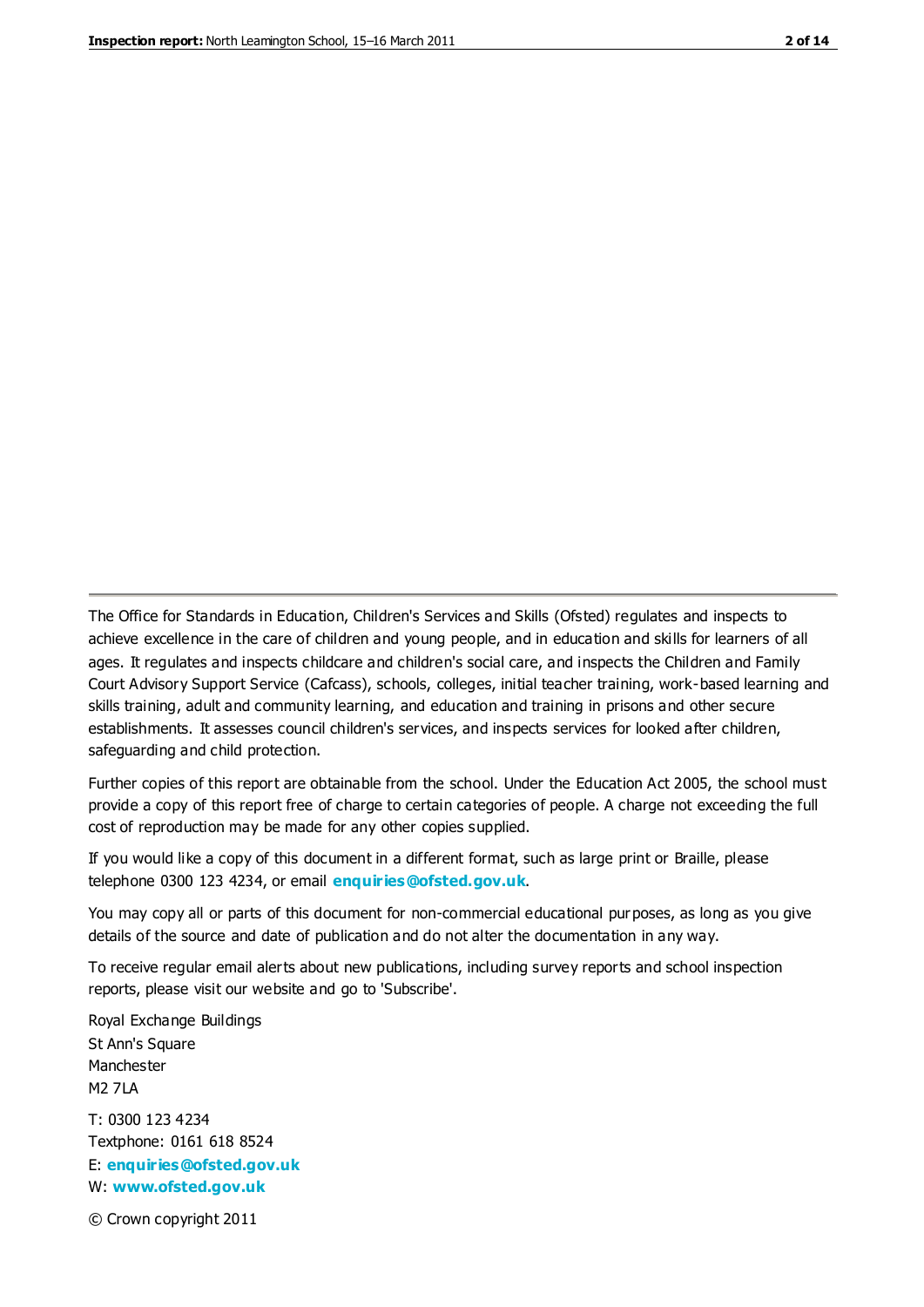The Office for Standards in Education, Children's Services and Skills (Ofsted) regulates and inspects to achieve excellence in the care of children and young people, and in education and skills for learners of all ages. It regulates and inspects childcare and children's social care, and inspects the Children and Family Court Advisory Support Service (Cafcass), schools, colleges, initial teacher training, work-based learning and skills training, adult and community learning, and education and training in prisons and other secure establishments. It assesses council children's services, and inspects services for looked after children, safeguarding and child protection.

Further copies of this report are obtainable from the school. Under the Education Act 2005, the school must provide a copy of this report free of charge to certain categories of people. A charge not exceeding the full cost of reproduction may be made for any other copies supplied.

If you would like a copy of this document in a different format, such as large print or Braille, please telephone 0300 123 4234, or email **enquiries@ofsted.gov.uk**.

You may copy all or parts of this document for non-commercial educational purposes, as long as you give details of the source and date of publication and do not alter the documentation in any way.

To receive regular email alerts about new publications, including survey reports and school inspection reports, please visit our website and go to 'Subscribe'.

Royal Exchange Buildings
St Ann's Square
Manchester
M2 7LA

T: 0300 123 4234
Textphone: 0161 618 8524
E: **enquiries@ofsted.gov.uk**
W: **www.ofsted.gov.uk**

© Crown copyright 2011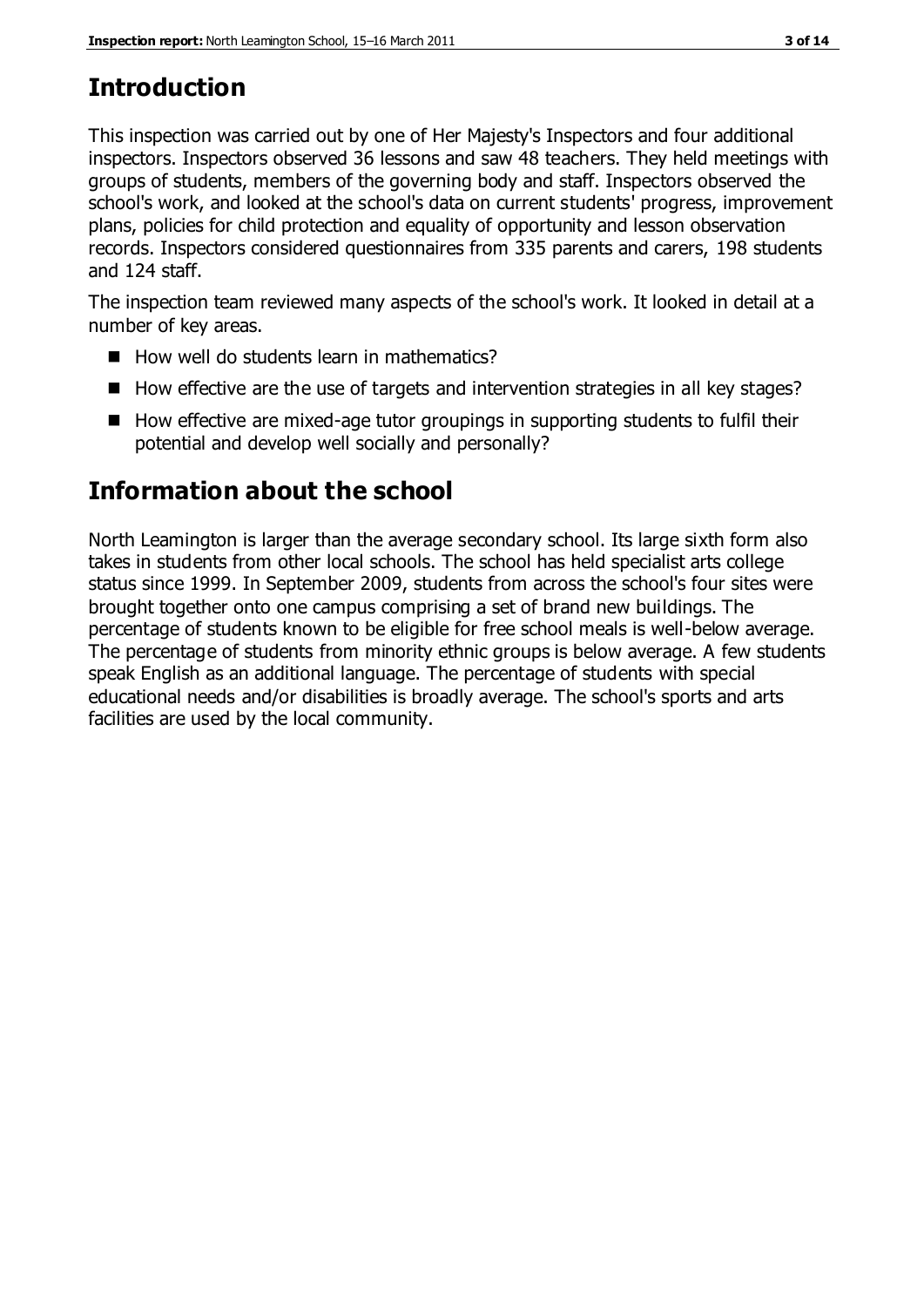## Introduction

This inspection was carried out by one of Her Majesty's Inspectors and four additional inspectors. Inspectors observed 36 lessons and saw 48 teachers. They held meetings with groups of students, members of the governing body and staff. Inspectors observed the school's work, and looked at the school's data on current students' progress, improvement plans, policies for child protection and equality of opportunity and lesson observation records. Inspectors considered questionnaires from 335 parents and carers, 198 students and 124 staff.

The inspection team reviewed many aspects of the school's work. It looked in detail at a number of key areas.

- How well do students learn in mathematics?
- How effective are the use of targets and intervention strategies in all key stages?
- How effective are mixed-age tutor groupings in supporting students to fulfil their potential and develop well socially and personally?

## Information about the school

North Leamington is larger than the average secondary school. Its large sixth form also takes in students from other local schools. The school has held specialist arts college status since 1999. In September 2009, students from across the school's four sites were brought together onto one campus comprising a set of brand new buildings. The percentage of students known to be eligible for free school meals is well-below average. The percentage of students from minority ethnic groups is below average. A few students speak English as an additional language. The percentage of students with special educational needs and/or disabilities is broadly average. The school's sports and arts facilities are used by the local community.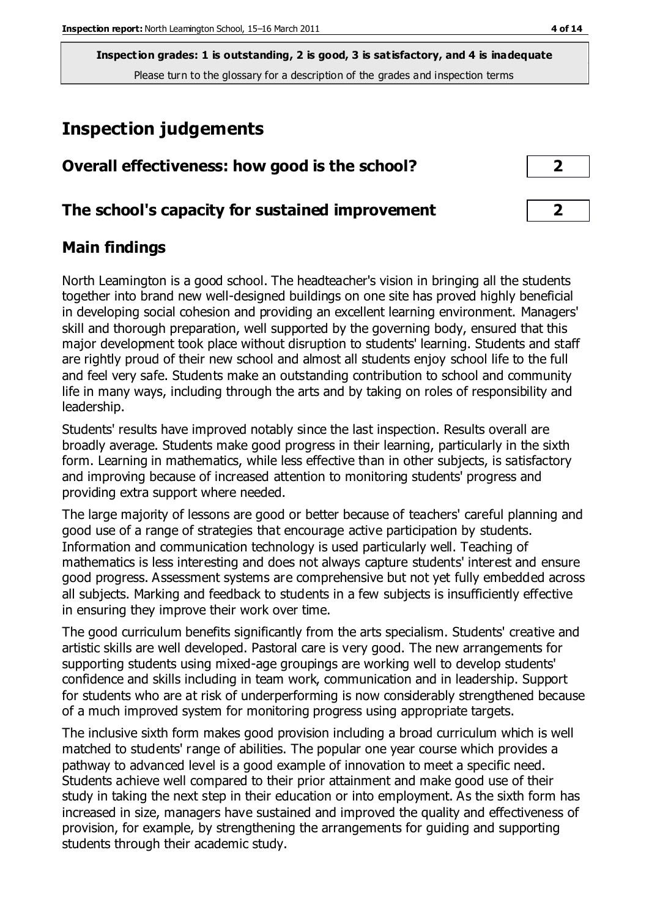**Inspection grades: 1 is outstanding, 2 is good, 3 is satisfactory, and 4 is inadequate**
Please turn to the glossary for a description of the grades and inspection terms

# Inspection judgements

## Overall effectiveness: how good is the school? 2

## The school's capacity for sustained improvement 2

## Main findings

North Leamington is a good school. The headteacher's vision in bringing all the students together into brand new well-designed buildings on one site has proved highly beneficial in developing social cohesion and providing an excellent learning environment. Managers' skill and thorough preparation, well supported by the governing body, ensured that this major development took place without disruption to students' learning. Students and staff are rightly proud of their new school and almost all students enjoy school life to the full and feel very safe. Students make an outstanding contribution to school and community life in many ways, including through the arts and by taking on roles of responsibility and leadership.

Students' results have improved notably since the last inspection. Results overall are broadly average. Students make good progress in their learning, particularly in the sixth form. Learning in mathematics, while less effective than in other subjects, is satisfactory and improving because of increased attention to monitoring students' progress and providing extra support where needed.

The large majority of lessons are good or better because of teachers' careful planning and good use of a range of strategies that encourage active participation by students. Information and communication technology is used particularly well. Teaching of mathematics is less interesting and does not always capture students' interest and ensure good progress. Assessment systems are comprehensive but not yet fully embedded across all subjects. Marking and feedback to students in a few subjects is insufficiently effective in ensuring they improve their work over time.

The good curriculum benefits significantly from the arts specialism. Students' creative and artistic skills are well developed. Pastoral care is very good. The new arrangements for supporting students using mixed-age groupings are working well to develop students' confidence and skills including in team work, communication and in leadership. Support for students who are at risk of underperforming is now considerably strengthened because of a much improved system for monitoring progress using appropriate targets.

The inclusive sixth form makes good provision including a broad curriculum which is well matched to students' range of abilities. The popular one year course which provides a pathway to advanced level is a good example of innovation to meet a specific need. Students achieve well compared to their prior attainment and make good use of their study in taking the next step in their education or into employment. As the sixth form has increased in size, managers have sustained and improved the quality and effectiveness of provision, for example, by strengthening the arrangements for guiding and supporting students through their academic study.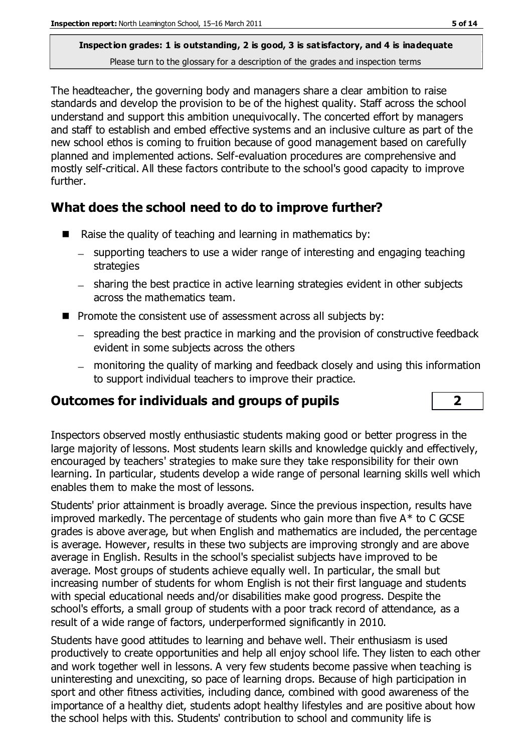**Inspection grades: 1 is outstanding, 2 is good, 3 is satisfactory, and 4 is inadequate**
Please turn to the glossary for a description of the grades and inspection terms

The headteacher, the governing body and managers share a clear ambition to raise standards and develop the provision to be of the highest quality. Staff across the school understand and support this ambition unequivocally. The concerted effort by managers and staff to establish and embed effective systems and an inclusive culture as part of the new school ethos is coming to fruition because of good management based on carefully planned and implemented actions. Self-evaluation procedures are comprehensive and mostly self-critical. All these factors contribute to the school's good capacity to improve further.

## What does the school need to do to improve further?

- Raise the quality of teaching and learning in mathematics by:
  - supporting teachers to use a wider range of interesting and engaging teaching strategies
  - sharing the best practice in active learning strategies evident in other subjects across the mathematics team.
- Promote the consistent use of assessment across all subjects by:
  - spreading the best practice in marking and the provision of constructive feedback evident in some subjects across the others
  - monitoring the quality of marking and feedback closely and using this information to support individual teachers to improve their practice.

## Outcomes for individuals and groups of pupils — 2

Inspectors observed mostly enthusiastic students making good or better progress in the large majority of lessons. Most students learn skills and knowledge quickly and effectively, encouraged by teachers' strategies to make sure they take responsibility for their own learning. In particular, students develop a wide range of personal learning skills well which enables them to make the most of lessons.

Students' prior attainment is broadly average. Since the previous inspection, results have improved markedly. The percentage of students who gain more than five A* to C GCSE grades is above average, but when English and mathematics are included, the percentage is average. However, results in these two subjects are improving strongly and are above average in English. Results in the school's specialist subjects have improved to be average. Most groups of students achieve equally well. In particular, the small but increasing number of students for whom English is not their first language and students with special educational needs and/or disabilities make good progress. Despite the school's efforts, a small group of students with a poor track record of attendance, as a result of a wide range of factors, underperformed significantly in 2010.

Students have good attitudes to learning and behave well. Their enthusiasm is used productively to create opportunities and help all enjoy school life. They listen to each other and work together well in lessons. A very few students become passive when teaching is uninteresting and unexciting, so pace of learning drops. Because of high participation in sport and other fitness activities, including dance, combined with good awareness of the importance of a healthy diet, students adopt healthy lifestyles and are positive about how the school helps with this. Students' contribution to school and community life is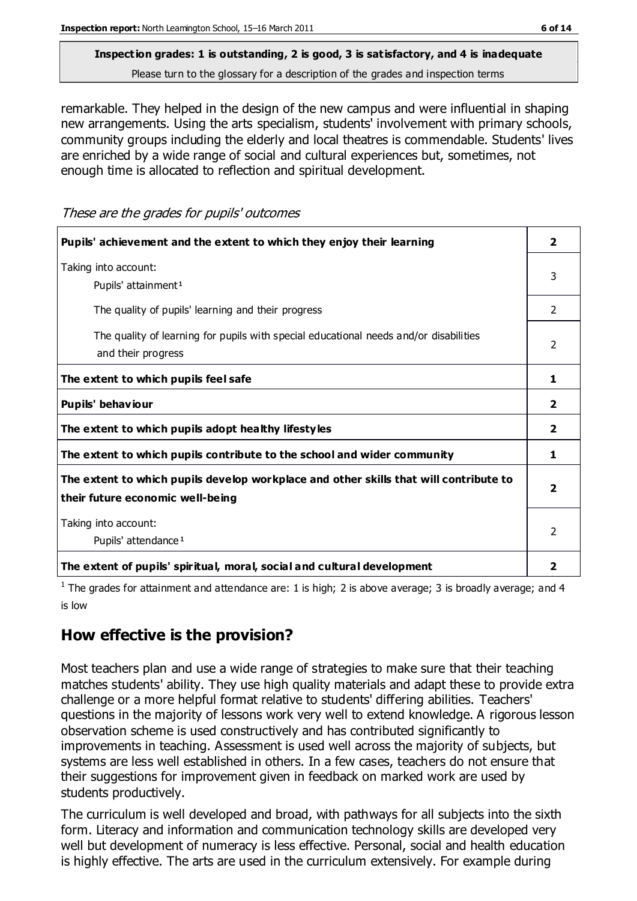remarkable. They helped in the design of the new campus and were influential in shaping new arrangements. Using the arts specialism, students' involvement with primary schools, community groups including the elderly and local theatres is commendable. Students' lives are enriched by a wide range of social and cultural experiences but, sometimes, not enough time is allocated to reflection and spiritual development.

*These are the grades for pupils' outcomes*

| | |
|---|---|
| **Pupils' achievement and the extent to which they enjoy their learning** | **2** |
| Taking into account: Pupils' attainment[1] | 3 |
| The quality of pupils' learning and their progress | 2 |
| The quality of learning for pupils with special educational needs and/or disabilities and their progress | 2 |
| **The extent to which pupils feel safe** | **1** |
| **Pupils' behaviour** | **2** |
| **The extent to which pupils adopt healthy lifestyles** | **2** |
| **The extent to which pupils contribute to the school and wider community** | **1** |
| **The extent to which pupils develop workplace and other skills that will contribute to their future economic well-being** | **2** |
| Taking into account: Pupils' attendance[1] | 2 |
| **The extent of pupils' spiritual, moral, social and cultural development** | **2** |

[1] The grades for attainment and attendance are: 1 is high; 2 is above average; 3 is broadly average; and 4 is low

## How effective is the provision?

Most teachers plan and use a wide range of strategies to make sure that their teaching matches students' ability. They use high quality materials and adapt these to provide extra challenge or a more helpful format relative to students' differing abilities. Teachers' questions in the majority of lessons work very well to extend knowledge. A rigorous lesson observation scheme is used constructively and has contributed significantly to improvements in teaching. Assessment is used well across the majority of subjects, but systems are less well established in others. In a few cases, teachers do not ensure that their suggestions for improvement given in feedback on marked work are used by students productively.

The curriculum is well developed and broad, with pathways for all subjects into the sixth form. Literacy and information and communication technology skills are developed very well but development of numeracy is less effective. Personal, social and health education is highly effective. The arts are used in the curriculum extensively. For example during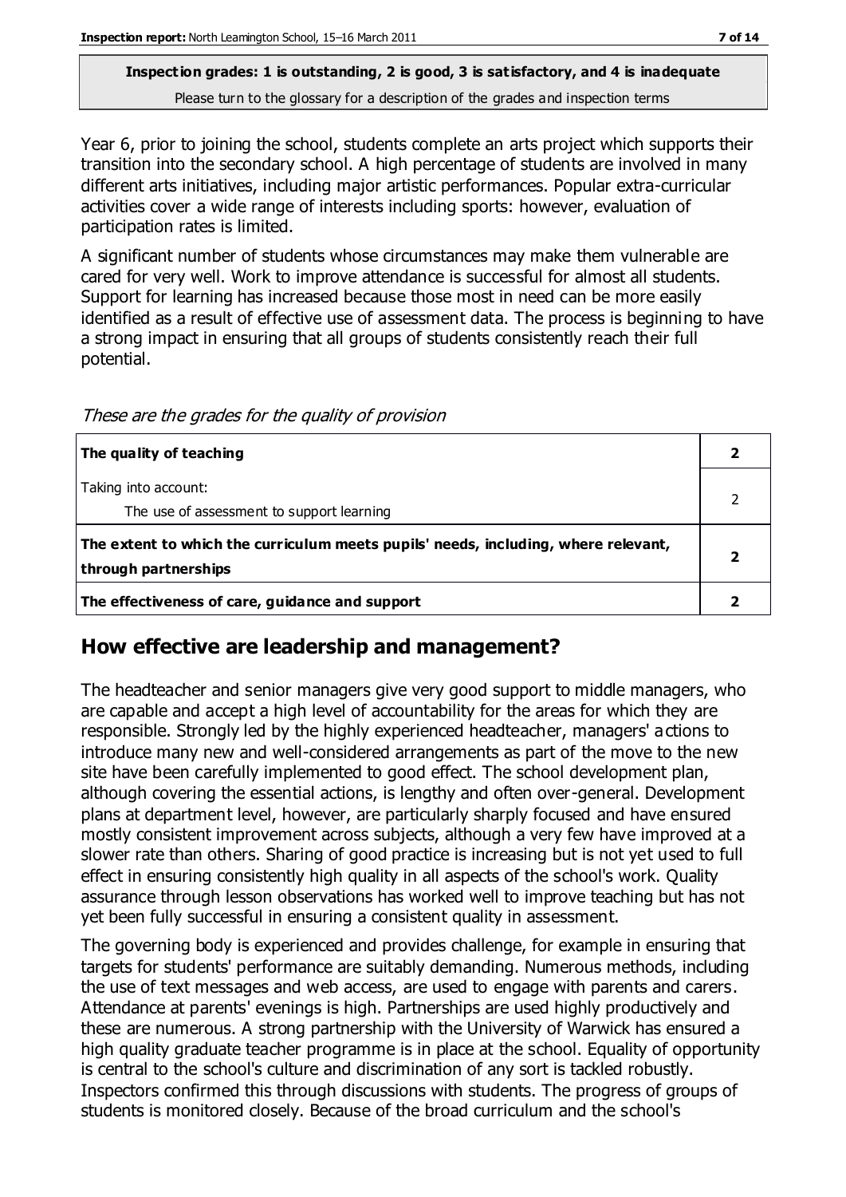**Inspection grades: 1 is outstanding, 2 is good, 3 is satisfactory, and 4 is inadequate**
Please turn to the glossary for a description of the grades and inspection terms

Year 6, prior to joining the school, students complete an arts project which supports their transition into the secondary school. A high percentage of students are involved in many different arts initiatives, including major artistic performances. Popular extra-curricular activities cover a wide range of interests including sports: however, evaluation of participation rates is limited.

A significant number of students whose circumstances may make them vulnerable are cared for very well. Work to improve attendance is successful for almost all students. Support for learning has increased because those most in need can be more easily identified as a result of effective use of assessment data. The process is beginning to have a strong impact in ensuring that all groups of students consistently reach their full potential.

*These are the grades for the quality of provision*

| | |
|---|---|
| **The quality of teaching** | **2** |
| Taking into account:<br>The use of assessment to support learning | 2 |
| **The extent to which the curriculum meets pupils' needs, including, where relevant, through partnerships** | **2** |
| **The effectiveness of care, guidance and support** | **2** |

## How effective are leadership and management?

The headteacher and senior managers give very good support to middle managers, who are capable and accept a high level of accountability for the areas for which they are responsible. Strongly led by the highly experienced headteacher, managers' actions to introduce many new and well-considered arrangements as part of the move to the new site have been carefully implemented to good effect. The school development plan, although covering the essential actions, is lengthy and often over-general. Development plans at department level, however, are particularly sharply focused and have ensured mostly consistent improvement across subjects, although a very few have improved at a slower rate than others. Sharing of good practice is increasing but is not yet used to full effect in ensuring consistently high quality in all aspects of the school's work. Quality assurance through lesson observations has worked well to improve teaching but has not yet been fully successful in ensuring a consistent quality in assessment.

The governing body is experienced and provides challenge, for example in ensuring that targets for students' performance are suitably demanding. Numerous methods, including the use of text messages and web access, are used to engage with parents and carers. Attendance at parents' evenings is high. Partnerships are used highly productively and these are numerous. A strong partnership with the University of Warwick has ensured a high quality graduate teacher programme is in place at the school. Equality of opportunity is central to the school's culture and discrimination of any sort is tackled robustly. Inspectors confirmed this through discussions with students. The progress of groups of students is monitored closely. Because of the broad curriculum and the school's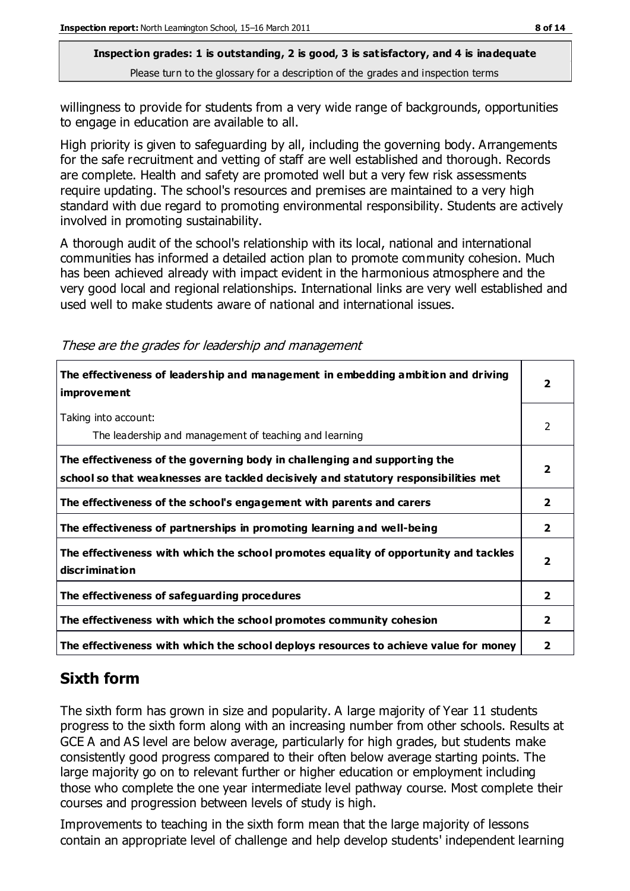willingness to provide for students from a very wide range of backgrounds, opportunities to engage in education are available to all.

High priority is given to safeguarding by all, including the governing body. Arrangements for the safe recruitment and vetting of staff are well established and thorough. Records are complete. Health and safety are promoted well but a very few risk assessments require updating. The school's resources and premises are maintained to a very high standard with due regard to promoting environmental responsibility. Students are actively involved in promoting sustainability.

A thorough audit of the school's relationship with its local, national and international communities has informed a detailed action plan to promote community cohesion. Much has been achieved already with impact evident in the harmonious atmosphere and the very good local and regional relationships. International links are very well established and used well to make students aware of national and international issues.

*These are the grades for leadership and management*

| | |
|---|---|
| **The effectiveness of leadership and management in embedding ambition and driving improvement** | **2** |
| Taking into account: The leadership and management of teaching and learning | 2 |
| **The effectiveness of the governing body in challenging and supporting the school so that weaknesses are tackled decisively and statutory responsibilities met** | **2** |
| **The effectiveness of the school's engagement with parents and carers** | **2** |
| **The effectiveness of partnerships in promoting learning and well-being** | **2** |
| **The effectiveness with which the school promotes equality of opportunity and tackles discrimination** | **2** |
| **The effectiveness of safeguarding procedures** | **2** |
| **The effectiveness with which the school promotes community cohesion** | **2** |
| **The effectiveness with which the school deploys resources to achieve value for money** | **2** |

## Sixth form

The sixth form has grown in size and popularity. A large majority of Year 11 students progress to the sixth form along with an increasing number from other schools. Results at GCE A and AS level are below average, particularly for high grades, but students make consistently good progress compared to their often below average starting points. The large majority go on to relevant further or higher education or employment including those who complete the one year intermediate level pathway course. Most complete their courses and progression between levels of study is high.

Improvements to teaching in the sixth form mean that the large majority of lessons contain an appropriate level of challenge and help develop students' independent learning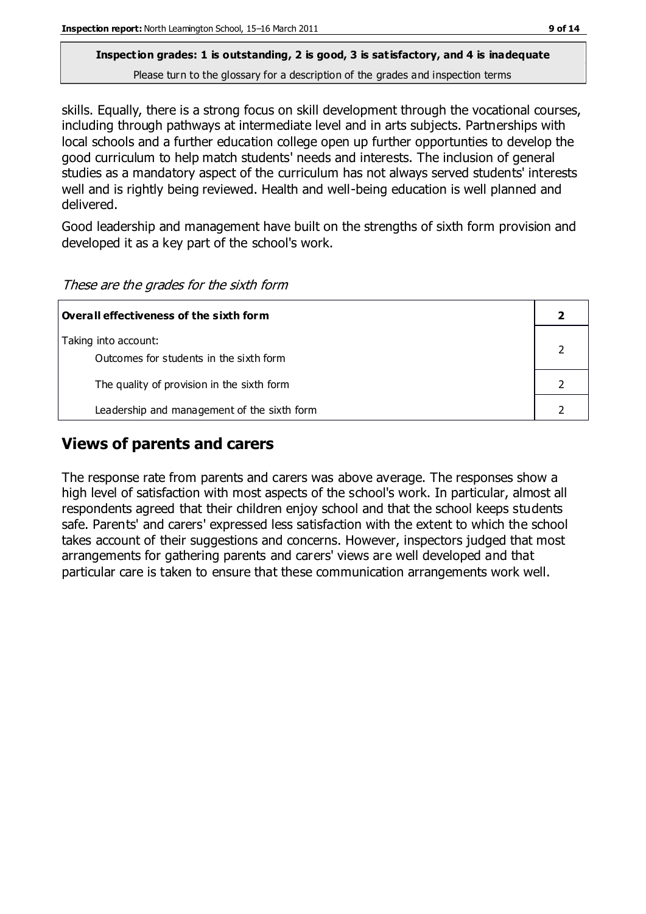**Inspection grades: 1 is outstanding, 2 is good, 3 is satisfactory, and 4 is inadequate**
Please turn to the glossary for a description of the grades and inspection terms

skills. Equally, there is a strong focus on skill development through the vocational courses, including through pathways at intermediate level and in arts subjects. Partnerships with local schools and a further education college open up further opportunties to develop the good curriculum to help match students' needs and interests. The inclusion of general studies as a mandatory aspect of the curriculum has not always served students' interests well and is rightly being reviewed. Health and well-being education is well planned and delivered.

Good leadership and management have built on the strengths of sixth form provision and developed it as a key part of the school's work.

*These are the grades for the sixth form*

| **Overall effectiveness of the sixth form** | **2** |
|---|---|
| Taking into account:<br>Outcomes for students in the sixth form | 2 |
| The quality of provision in the sixth form | 2 |
| Leadership and management of the sixth form | 2 |

## Views of parents and carers

The response rate from parents and carers was above average. The responses show a high level of satisfaction with most aspects of the school's work. In particular, almost all respondents agreed that their children enjoy school and that the school keeps students safe. Parents' and carers' expressed less satisfaction with the extent to which the school takes account of their suggestions and concerns. However, inspectors judged that most arrangements for gathering parents and carers' views are well developed and that particular care is taken to ensure that these communication arrangements work well.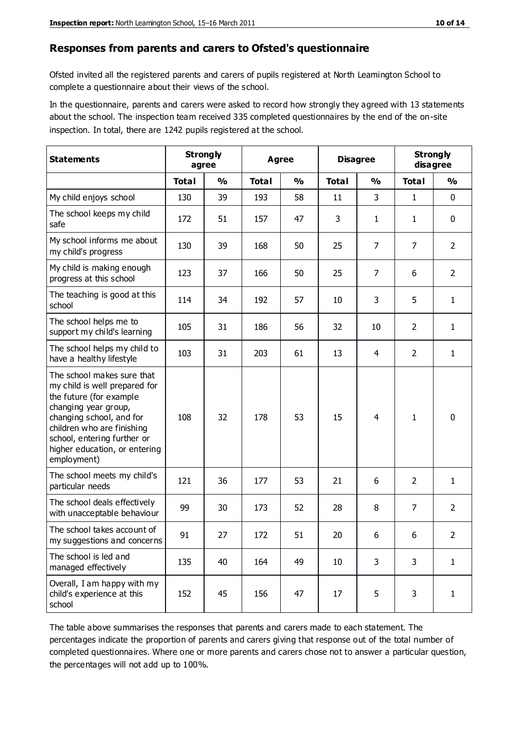## Responses from parents and carers to Ofsted's questionnaire

Ofsted invited all the registered parents and carers of pupils registered at North Leamington School to complete a questionnaire about their views of the school.

In the questionnaire, parents and carers were asked to record how strongly they agreed with 13 statements about the school. The inspection team received 335 completed questionnaires by the end of the on-site inspection. In total, there are 1242 pupils registered at the school.

| Statements | Strongly agree | | Agree | | Disagree | | Strongly disagree | |
|---|---|---|---|---|---|---|---|---|
| | Total | % | Total | % | Total | % | Total | % |
| My child enjoys school | 130 | 39 | 193 | 58 | 11 | 3 | 1 | 0 |
| The school keeps my child safe | 172 | 51 | 157 | 47 | 3 | 1 | 1 | 0 |
| My school informs me about my child's progress | 130 | 39 | 168 | 50 | 25 | 7 | 7 | 2 |
| My child is making enough progress at this school | 123 | 37 | 166 | 50 | 25 | 7 | 6 | 2 |
| The teaching is good at this school | 114 | 34 | 192 | 57 | 10 | 3 | 5 | 1 |
| The school helps me to support my child's learning | 105 | 31 | 186 | 56 | 32 | 10 | 2 | 1 |
| The school helps my child to have a healthy lifestyle | 103 | 31 | 203 | 61 | 13 | 4 | 2 | 1 |
| The school makes sure that my child is well prepared for the future (for example changing year group, changing school, and for children who are finishing school, entering further or higher education, or entering employment) | 108 | 32 | 178 | 53 | 15 | 4 | 1 | 0 |
| The school meets my child's particular needs | 121 | 36 | 177 | 53 | 21 | 6 | 2 | 1 |
| The school deals effectively with unacceptable behaviour | 99 | 30 | 173 | 52 | 28 | 8 | 7 | 2 |
| The school takes account of my suggestions and concerns | 91 | 27 | 172 | 51 | 20 | 6 | 6 | 2 |
| The school is led and managed effectively | 135 | 40 | 164 | 49 | 10 | 3 | 3 | 1 |
| Overall, I am happy with my child's experience at this school | 152 | 45 | 156 | 47 | 17 | 5 | 3 | 1 |

The table above summarises the responses that parents and carers made to each statement. The percentages indicate the proportion of parents and carers giving that response out of the total number of completed questionnaires. Where one or more parents and carers chose not to answer a particular question, the percentages will not add up to 100%.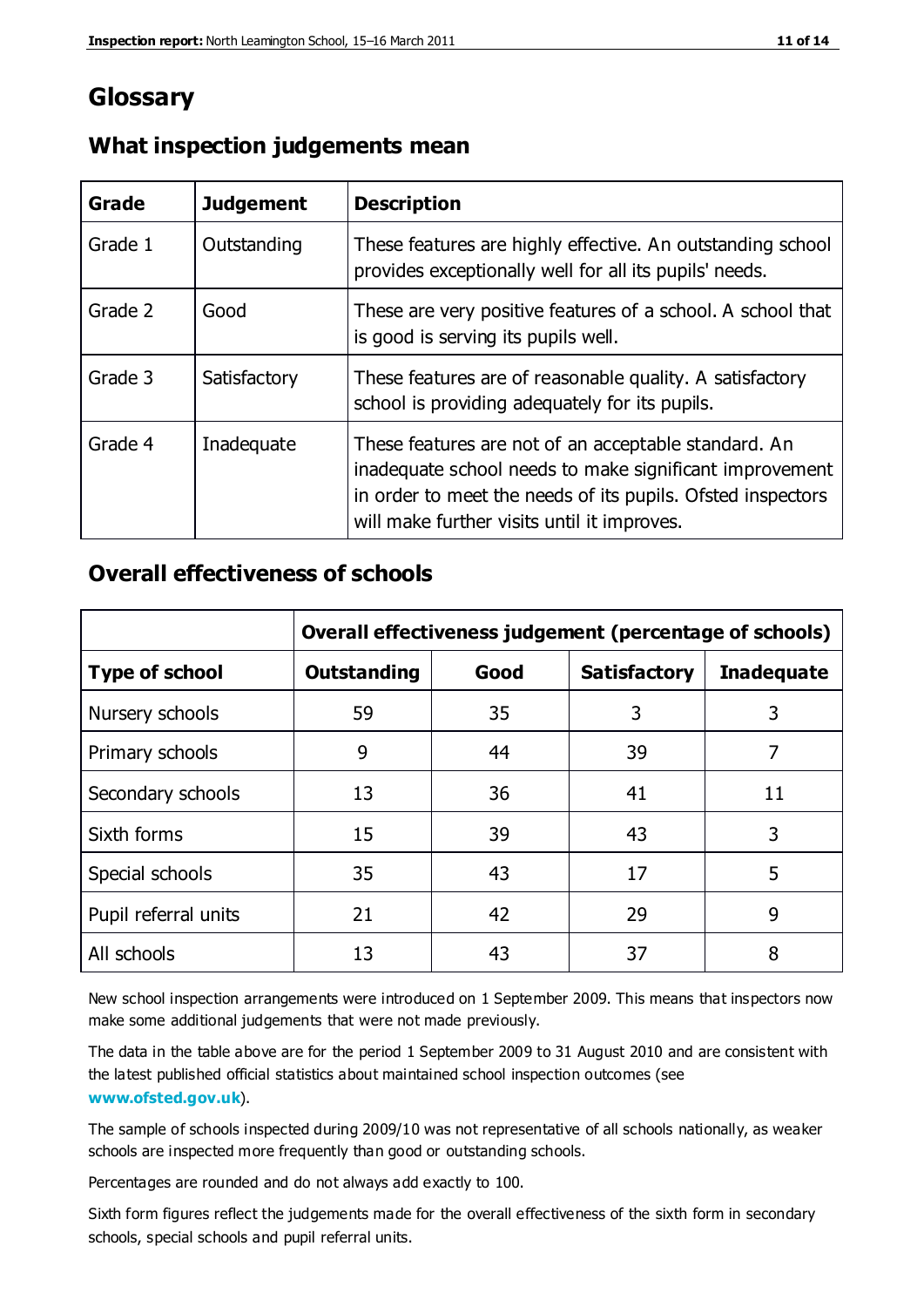# Glossary

## What inspection judgements mean

| Grade | Judgement | Description |
|---|---|---|
| Grade 1 | Outstanding | These features are highly effective. An outstanding school provides exceptionally well for all its pupils' needs. |
| Grade 2 | Good | These are very positive features of a school. A school that is good is serving its pupils well. |
| Grade 3 | Satisfactory | These features are of reasonable quality. A satisfactory school is providing adequately for its pupils. |
| Grade 4 | Inadequate | These features are not of an acceptable standard. An inadequate school needs to make significant improvement in order to meet the needs of its pupils. Ofsted inspectors will make further visits until it improves. |

## Overall effectiveness of schools

| | Overall effectiveness judgement (percentage of schools) | | | |
|---|---|---|---|---|
| **Type of school** | **Outstanding** | **Good** | **Satisfactory** | **Inadequate** |
| Nursery schools | 59 | 35 | 3 | 3 |
| Primary schools | 9 | 44 | 39 | 7 |
| Secondary schools | 13 | 36 | 41 | 11 |
| Sixth forms | 15 | 39 | 43 | 3 |
| Special schools | 35 | 43 | 17 | 5 |
| Pupil referral units | 21 | 42 | 29 | 9 |
| All schools | 13 | 43 | 37 | 8 |

New school inspection arrangements were introduced on 1 September 2009. This means that inspectors now make some additional judgements that were not made previously.

The data in the table above are for the period 1 September 2009 to 31 August 2010 and are consistent with the latest published official statistics about maintained school inspection outcomes (see **www.ofsted.gov.uk**).

The sample of schools inspected during 2009/10 was not representative of all schools nationally, as weaker schools are inspected more frequently than good or outstanding schools.

Percentages are rounded and do not always add exactly to 100.

Sixth form figures reflect the judgements made for the overall effectiveness of the sixth form in secondary schools, special schools and pupil referral units.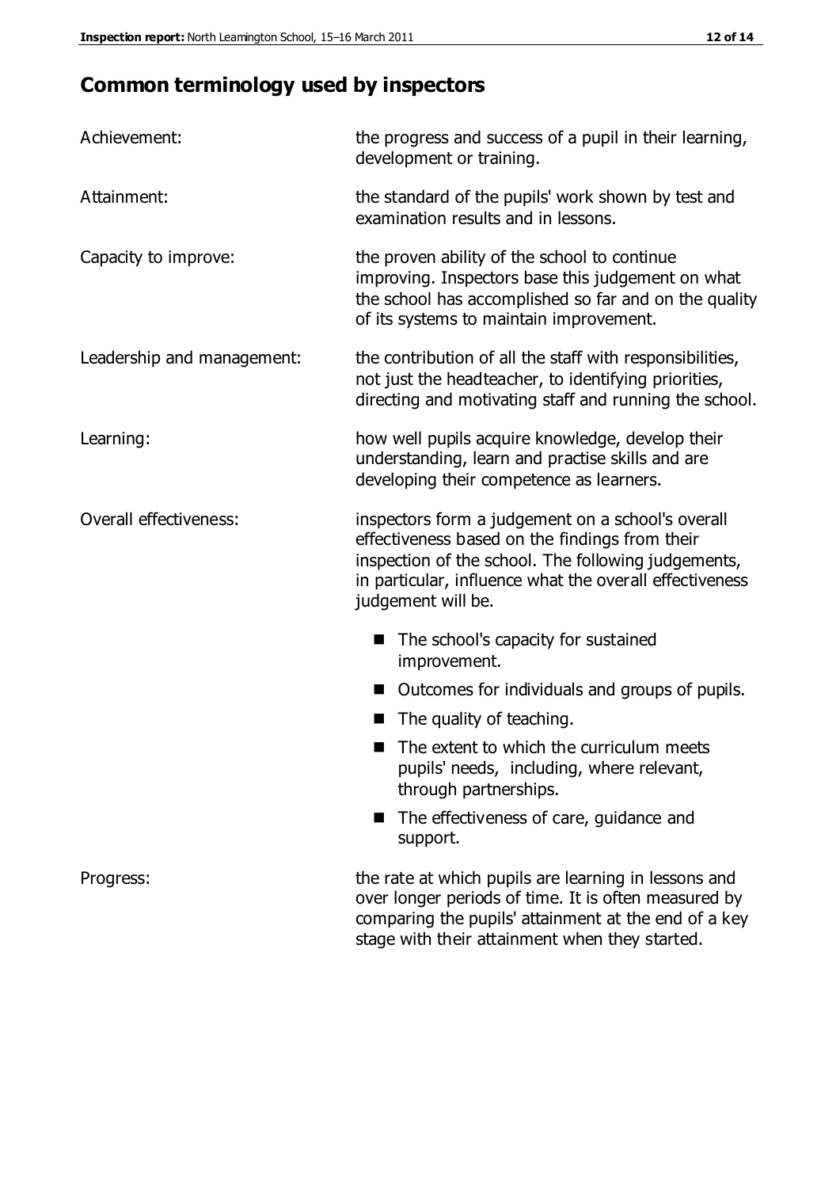## Common terminology used by inspectors

| | |
|---|---|
| Achievement: | the progress and success of a pupil in their learning, development or training. |
| Attainment: | the standard of the pupils' work shown by test and examination results and in lessons. |
| Capacity to improve: | the proven ability of the school to continue improving. Inspectors base this judgement on what the school has accomplished so far and on the quality of its systems to maintain improvement. |
| Leadership and management: | the contribution of all the staff with responsibilities, not just the headteacher, to identifying priorities, directing and motivating staff and running the school. |
| Learning: | how well pupils acquire knowledge, develop their understanding, learn and practise skills and are developing their competence as learners. |
| Overall effectiveness: | inspectors form a judgement on a school's overall effectiveness based on the findings from their inspection of the school. The following judgements, in particular, influence what the overall effectiveness judgement will be.<br>■ The school's capacity for sustained improvement.<br>■ Outcomes for individuals and groups of pupils.<br>■ The quality of teaching.<br>■ The extent to which the curriculum meets pupils' needs, including, where relevant, through partnerships.<br>■ The effectiveness of care, guidance and support. |
| Progress: | the rate at which pupils are learning in lessons and over longer periods of time. It is often measured by comparing the pupils' attainment at the end of a key stage with their attainment when they started. |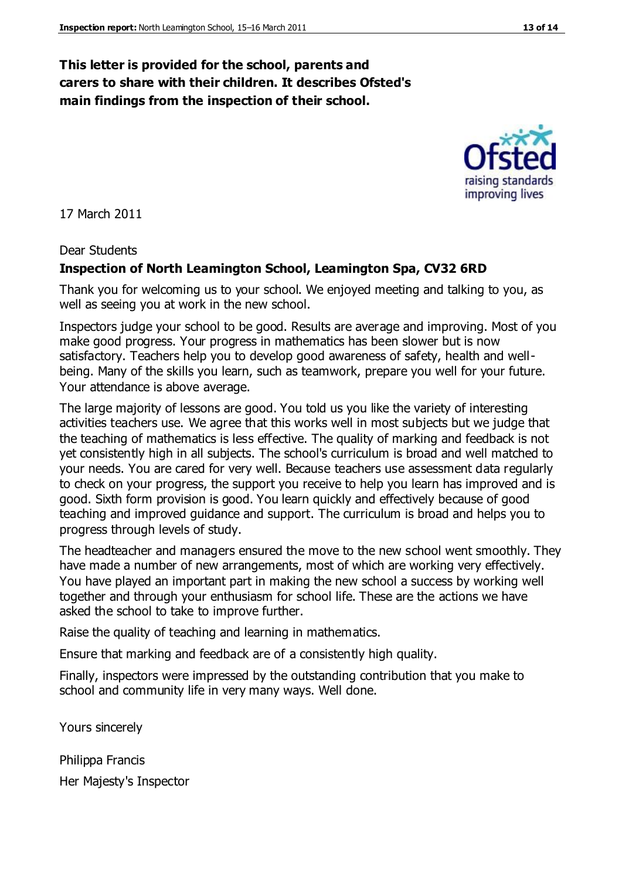**This letter is provided for the school, parents and carers to share with their children. It describes Ofsted's main findings from the inspection of their school.**

17 March 2011

Dear Students

**Inspection of North Leamington School, Leamington Spa, CV32 6RD**

Thank you for welcoming us to your school. We enjoyed meeting and talking to you, as well as seeing you at work in the new school.

Inspectors judge your school to be good. Results are average and improving. Most of you make good progress. Your progress in mathematics has been slower but is now satisfactory. Teachers help you to develop good awareness of safety, health and well-being. Many of the skills you learn, such as teamwork, prepare you well for your future. Your attendance is above average.

The large majority of lessons are good. You told us you like the variety of interesting activities teachers use. We agree that this works well in most subjects but we judge that the teaching of mathematics is less effective. The quality of marking and feedback is not yet consistently high in all subjects. The school's curriculum is broad and well matched to your needs. You are cared for very well. Because teachers use assessment data regularly to check on your progress, the support you receive to help you learn has improved and is good. Sixth form provision is good. You learn quickly and effectively because of good teaching and improved guidance and support. The curriculum is broad and helps you to progress through levels of study.

The headteacher and managers ensured the move to the new school went smoothly. They have made a number of new arrangements, most of which are working very effectively. You have played an important part in making the new school a success by working well together and through your enthusiasm for school life. These are the actions we have asked the school to take to improve further.

Raise the quality of teaching and learning in mathematics.

Ensure that marking and feedback are of a consistently high quality.

Finally, inspectors were impressed by the outstanding contribution that you make to school and community life in very many ways. Well done.

Yours sincerely

Philippa Francis

Her Majesty's Inspector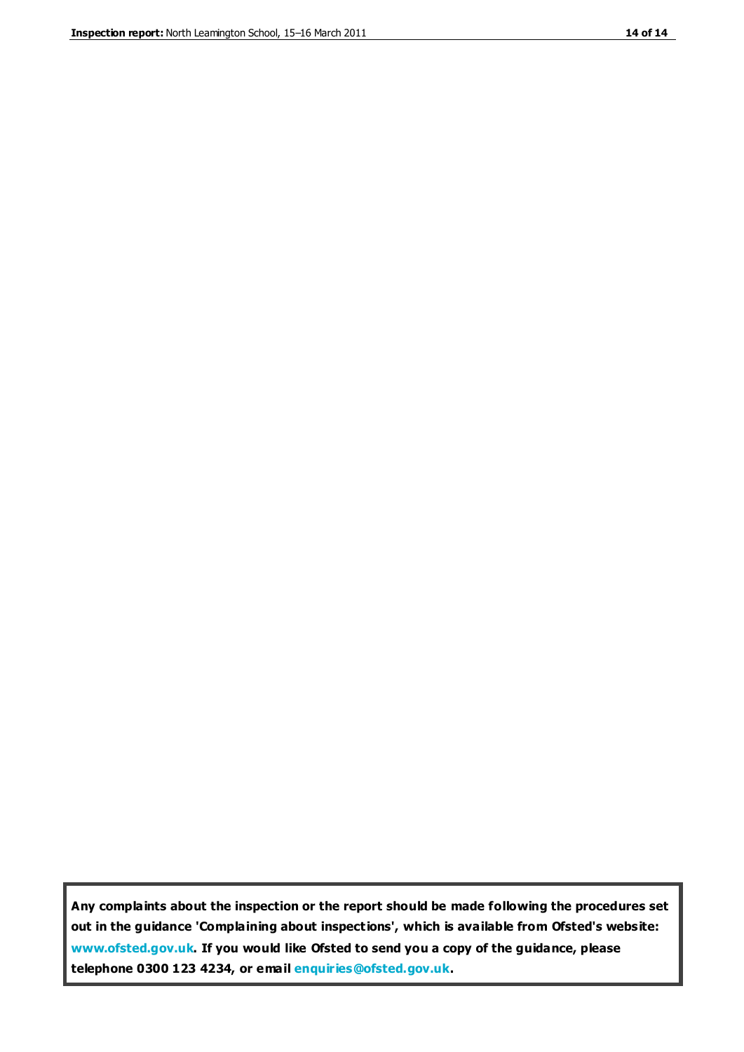**Any complaints about the inspection or the report should be made following the procedures set out in the guidance 'Complaining about inspections', which is available from Ofsted's website: www.ofsted.gov.uk. If you would like Ofsted to send you a copy of the guidance, please telephone 0300 123 4234, or email enquiries@ofsted.gov.uk.**